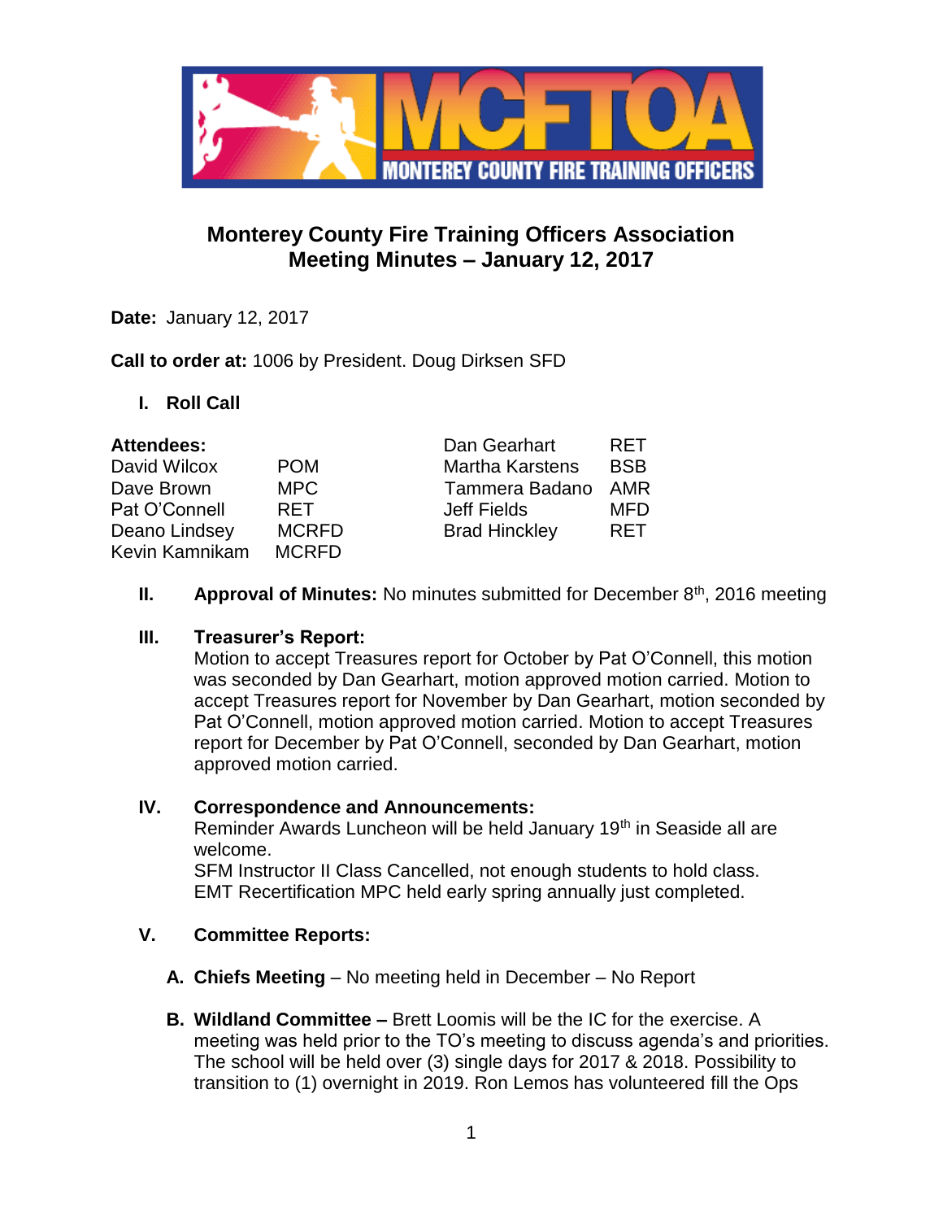# Monterey County Fire Training Officers Association
## Meeting Minutes – January 12, 2017

**Date:** January 12, 2017

**Call to order at:** 1006 by President. Doug Dirksen SFD

### I. Roll Call

**Attendees:**

| Name | Agency | Name | Agency |
|---|---|---|---|
| David Wilcox | POM | Dan Gearhart | RET |
| Dave Brown | MPC | Martha Karstens | BSB |
| Pat O'Connell | RET | Tammera Badano | AMR |
| Deano Lindsey | MCRFD | Jeff Fields | MFD |
| Kevin Kamnikam | MCRFD | Brad Hinckley | RET |

### II. Approval of Minutes:
No minutes submitted for December 8th, 2016 meeting

### III. Treasurer's Report:
Motion to accept Treasures report for October by Pat O'Connell, this motion was seconded by Dan Gearhart, motion approved motion carried. Motion to accept Treasures report for November by Dan Gearhart, motion seconded by Pat O'Connell, motion approved motion carried. Motion to accept Treasures report for December by Pat O'Connell, seconded by Dan Gearhart, motion approved motion carried.

### IV. Correspondence and Announcements:
Reminder Awards Luncheon will be held January 19th in Seaside all are welcome.
SFM Instructor II Class Cancelled, not enough students to hold class.
EMT Recertification MPC held early spring annually just completed.

### V. Committee Reports:

**A. Chiefs Meeting** – No meeting held in December – No Report

**B. Wildland Committee –** Brett Loomis will be the IC for the exercise. A meeting was held prior to the TO's meeting to discuss agenda's and priorities. The school will be held over (3) single days for 2017 & 2018. Possibility to transition to (1) overnight in 2019. Ron Lemos has volunteered fill the Ops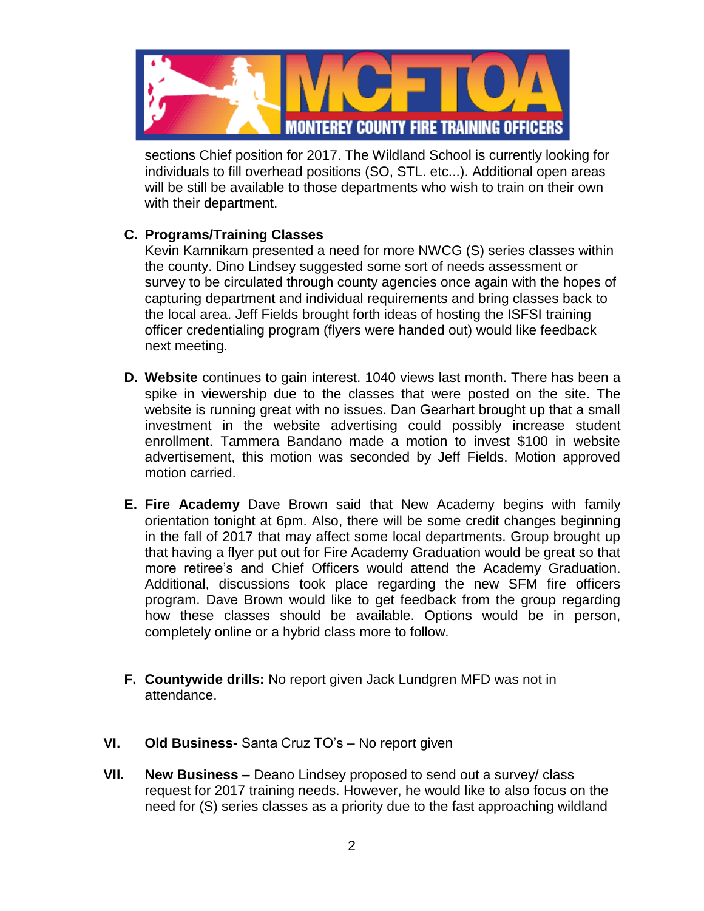sections Chief position for 2017. The Wildland School is currently looking for individuals to fill overhead positions (SO, STL. etc...). Additional open areas will be still be available to those departments who wish to train on their own with their department.

**C. Programs/Training Classes**
Kevin Kamnikam presented a need for more NWCG (S) series classes within the county. Dino Lindsey suggested some sort of needs assessment or survey to be circulated through county agencies once again with the hopes of capturing department and individual requirements and bring classes back to the local area. Jeff Fields brought forth ideas of hosting the ISFSI training officer credentialing program (flyers were handed out) would like feedback next meeting.

**D. Website** continues to gain interest. 1040 views last month. There has been a spike in viewership due to the classes that were posted on the site. The website is running great with no issues. Dan Gearhart brought up that a small investment in the website advertising could possibly increase student enrollment. Tammera Bandano made a motion to invest $100 in website advertisement, this motion was seconded by Jeff Fields. Motion approved motion carried.

**E. Fire Academy** Dave Brown said that New Academy begins with family orientation tonight at 6pm. Also, there will be some credit changes beginning in the fall of 2017 that may affect some local departments. Group brought up that having a flyer put out for Fire Academy Graduation would be great so that more retiree's and Chief Officers would attend the Academy Graduation. Additional, discussions took place regarding the new SFM fire officers program. Dave Brown would like to get feedback from the group regarding how these classes should be available. Options would be in person, completely online or a hybrid class more to follow.

**F. Countywide drills:** No report given Jack Lundgren MFD was not in attendance.

**VI. Old Business-** Santa Cruz TO's – No report given

**VII. New Business –** Deano Lindsey proposed to send out a survey/ class request for 2017 training needs. However, he would like to also focus on the need for (S) series classes as a priority due to the fast approaching wildland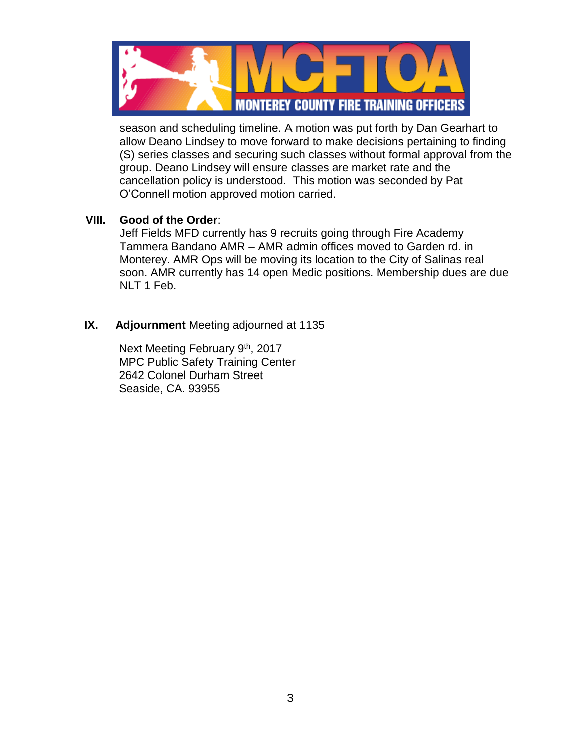season and scheduling timeline. A motion was put forth by Dan Gearhart to allow Deano Lindsey to move forward to make decisions pertaining to finding (S) series classes and securing such classes without formal approval from the group. Deano Lindsey will ensure classes are market rate and the cancellation policy is understood. This motion was seconded by Pat O'Connell motion approved motion carried.

**VIII. Good of the Order**:

Jeff Fields MFD currently has 9 recruits going through Fire Academy
Tammera Bandano AMR – AMR admin offices moved to Garden rd. in Monterey. AMR Ops will be moving its location to the City of Salinas real soon. AMR currently has 14 open Medic positions. Membership dues are due NLT 1 Feb.

**IX. Adjournment** Meeting adjourned at 1135

Next Meeting February 9th, 2017
MPC Public Safety Training Center
2642 Colonel Durham Street
Seaside, CA. 93955